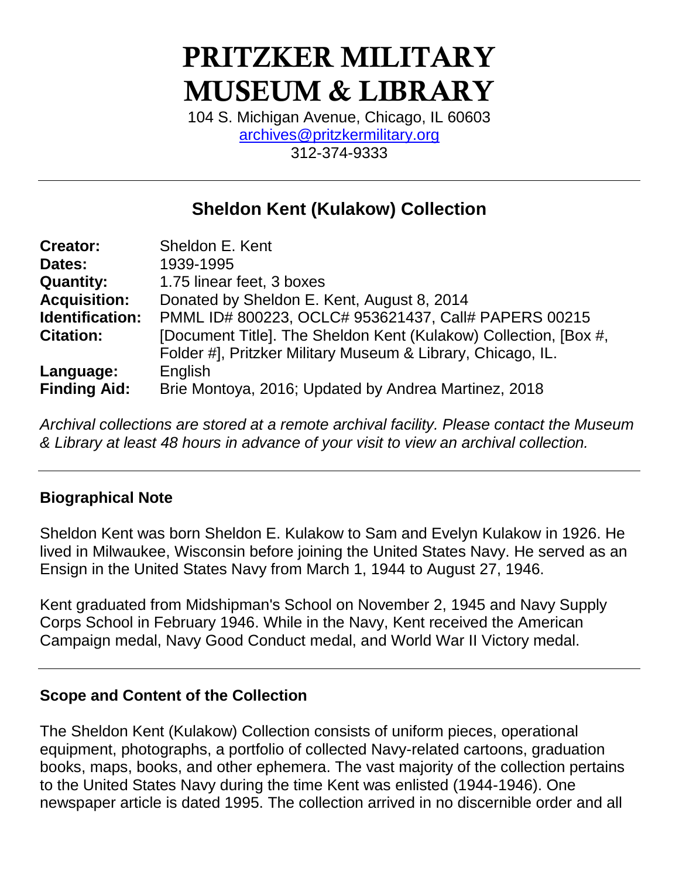# PRITZKER MILITARY MUSEUM & LIBRARY

104 S. Michigan Avenue, Chicago, IL 60603
archives@pritzkermilitary.org
312-374-9333

## Sheldon Kent (Kulakow) Collection

| | |
|---|---|
| **Creator:** | Sheldon E. Kent |
| **Dates:** | 1939-1995 |
| **Quantity:** | 1.75 linear feet, 3 boxes |
| **Acquisition:** | Donated by Sheldon E. Kent, August 8, 2014 |
| **Identification:** | PMML ID# 800223, OCLC# 953621437, Call# PAPERS 00215 |
| **Citation:** | [Document Title]. The Sheldon Kent (Kulakow) Collection, [Box #, Folder #], Pritzker Military Museum & Library, Chicago, IL. |
| **Language:** | English |
| **Finding Aid:** | Brie Montoya, 2016; Updated by Andrea Martinez, 2018 |

*Archival collections are stored at a remote archival facility. Please contact the Museum & Library at least 48 hours in advance of your visit to view an archival collection.*

### Biographical Note

Sheldon Kent was born Sheldon E. Kulakow to Sam and Evelyn Kulakow in 1926. He lived in Milwaukee, Wisconsin before joining the United States Navy. He served as an Ensign in the United States Navy from March 1, 1944 to August 27, 1946.

Kent graduated from Midshipman's School on November 2, 1945 and Navy Supply Corps School in February 1946. While in the Navy, Kent received the American Campaign medal, Navy Good Conduct medal, and World War II Victory medal.

### Scope and Content of the Collection

The Sheldon Kent (Kulakow) Collection consists of uniform pieces, operational equipment, photographs, a portfolio of collected Navy-related cartoons, graduation books, maps, books, and other ephemera. The vast majority of the collection pertains to the United States Navy during the time Kent was enlisted (1944-1946). One newspaper article is dated 1995. The collection arrived in no discernible order and all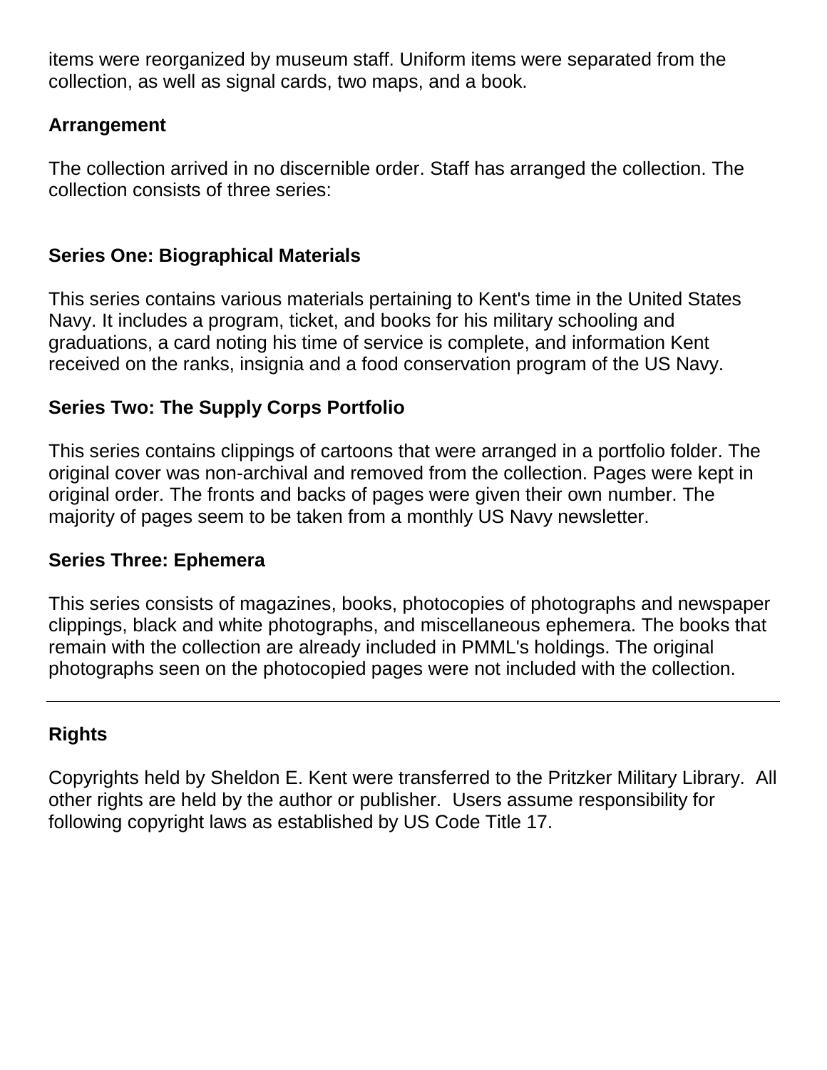items were reorganized by museum staff. Uniform items were separated from the collection, as well as signal cards, two maps, and a book.

## Arrangement

The collection arrived in no discernible order. Staff has arranged the collection. The collection consists of three series:

### Series One: Biographical Materials

This series contains various materials pertaining to Kent's time in the United States Navy. It includes a program, ticket, and books for his military schooling and graduations, a card noting his time of service is complete, and information Kent received on the ranks, insignia and a food conservation program of the US Navy.

### Series Two: The Supply Corps Portfolio

This series contains clippings of cartoons that were arranged in a portfolio folder. The original cover was non-archival and removed from the collection. Pages were kept in original order. The fronts and backs of pages were given their own number. The majority of pages seem to be taken from a monthly US Navy newsletter.

### Series Three: Ephemera

This series consists of magazines, books, photocopies of photographs and newspaper clippings, black and white photographs, and miscellaneous ephemera. The books that remain with the collection are already included in PMML's holdings. The original photographs seen on the photocopied pages were not included with the collection.

---

## Rights

Copyrights held by Sheldon E. Kent were transferred to the Pritzker Military Library. All other rights are held by the author or publisher. Users assume responsibility for following copyright laws as established by US Code Title 17.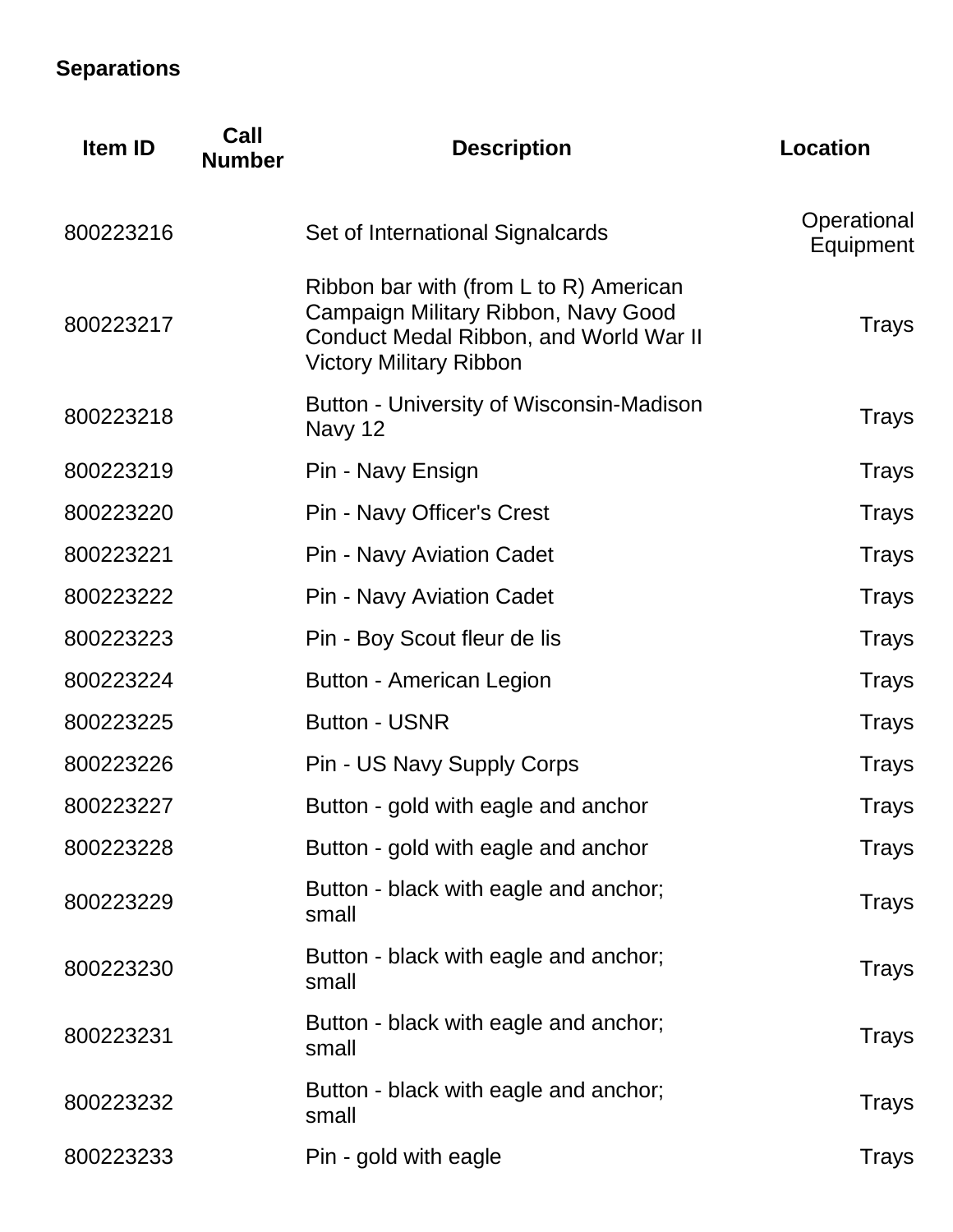**Separations**

| Item ID | Call Number | Description | Location |
|---|---|---|---|
| 800223216 | | Set of International Signalcards | Operational Equipment |
| 800223217 | | Ribbon bar with (from L to R) American Campaign Military Ribbon, Navy Good Conduct Medal Ribbon, and World War II Victory Military Ribbon | Trays |
| 800223218 | | Button - University of Wisconsin-Madison Navy 12 | Trays |
| 800223219 | | Pin - Navy Ensign | Trays |
| 800223220 | | Pin - Navy Officer's Crest | Trays |
| 800223221 | | Pin - Navy Aviation Cadet | Trays |
| 800223222 | | Pin - Navy Aviation Cadet | Trays |
| 800223223 | | Pin - Boy Scout fleur de lis | Trays |
| 800223224 | | Button - American Legion | Trays |
| 800223225 | | Button - USNR | Trays |
| 800223226 | | Pin - US Navy Supply Corps | Trays |
| 800223227 | | Button - gold with eagle and anchor | Trays |
| 800223228 | | Button - gold with eagle and anchor | Trays |
| 800223229 | | Button - black with eagle and anchor; small | Trays |
| 800223230 | | Button - black with eagle and anchor; small | Trays |
| 800223231 | | Button - black with eagle and anchor; small | Trays |
| 800223232 | | Button - black with eagle and anchor; small | Trays |
| 800223233 | | Pin - gold with eagle | Trays |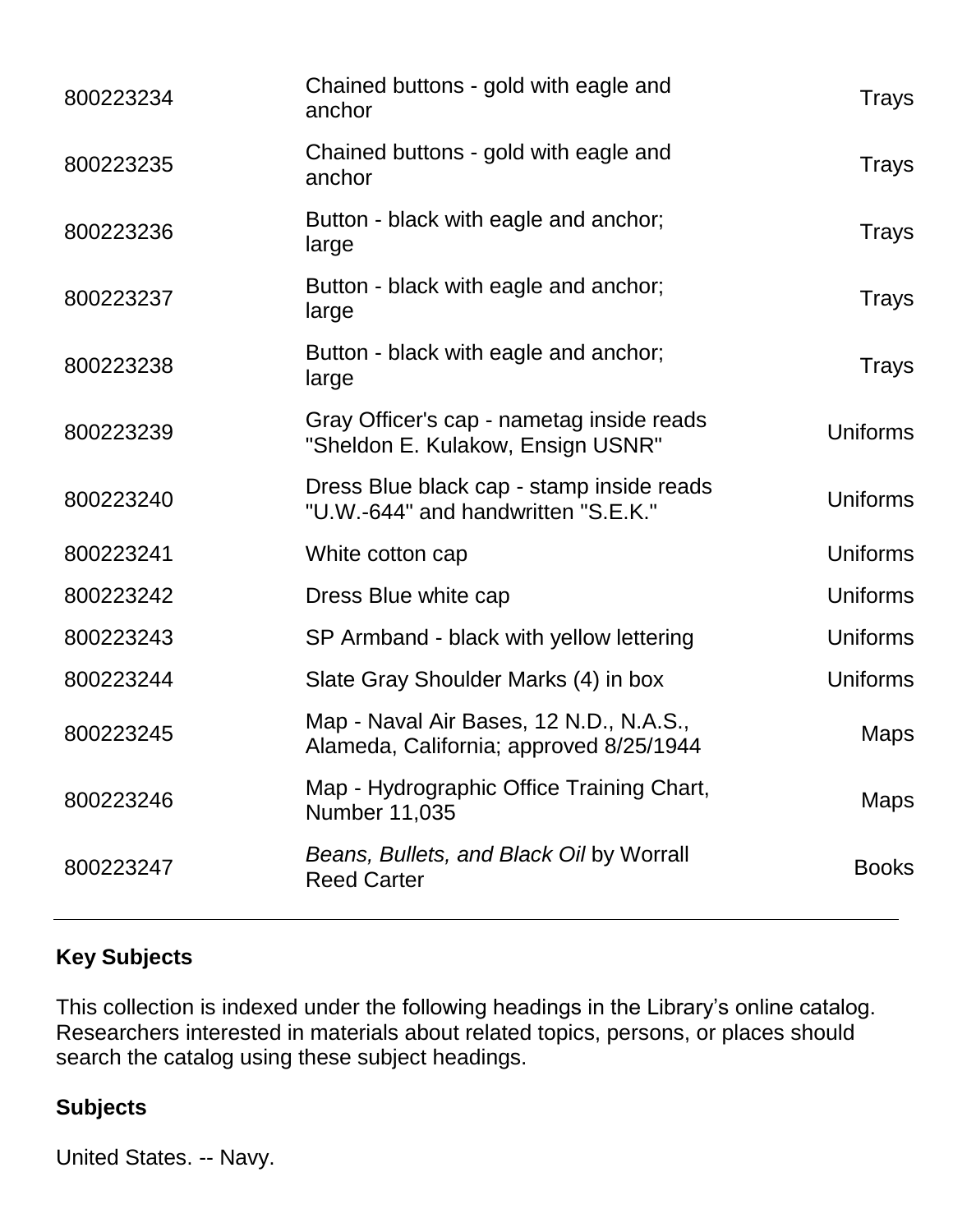| | | |
|---|---|---|
| 800223234 | Chained buttons - gold with eagle and anchor | Trays |
| 800223235 | Chained buttons - gold with eagle and anchor | Trays |
| 800223236 | Button - black with eagle and anchor; large | Trays |
| 800223237 | Button - black with eagle and anchor; large | Trays |
| 800223238 | Button - black with eagle and anchor; large | Trays |
| 800223239 | Gray Officer's cap - nametag inside reads "Sheldon E. Kulakow, Ensign USNR" | Uniforms |
| 800223240 | Dress Blue black cap - stamp inside reads "U.W.-644" and handwritten "S.E.K." | Uniforms |
| 800223241 | White cotton cap | Uniforms |
| 800223242 | Dress Blue white cap | Uniforms |
| 800223243 | SP Armband - black with yellow lettering | Uniforms |
| 800223244 | Slate Gray Shoulder Marks (4) in box | Uniforms |
| 800223245 | Map - Naval Air Bases, 12 N.D., N.A.S., Alameda, California; approved 8/25/1944 | Maps |
| 800223246 | Map - Hydrographic Office Training Chart, Number 11,035 | Maps |
| 800223247 | *Beans, Bullets, and Black Oil* by Worrall Reed Carter | Books |

---

## Key Subjects

This collection is indexed under the following headings in the Library's online catalog. Researchers interested in materials about related topics, persons, or places should search the catalog using these subject headings.

### Subjects

United States. -- Navy.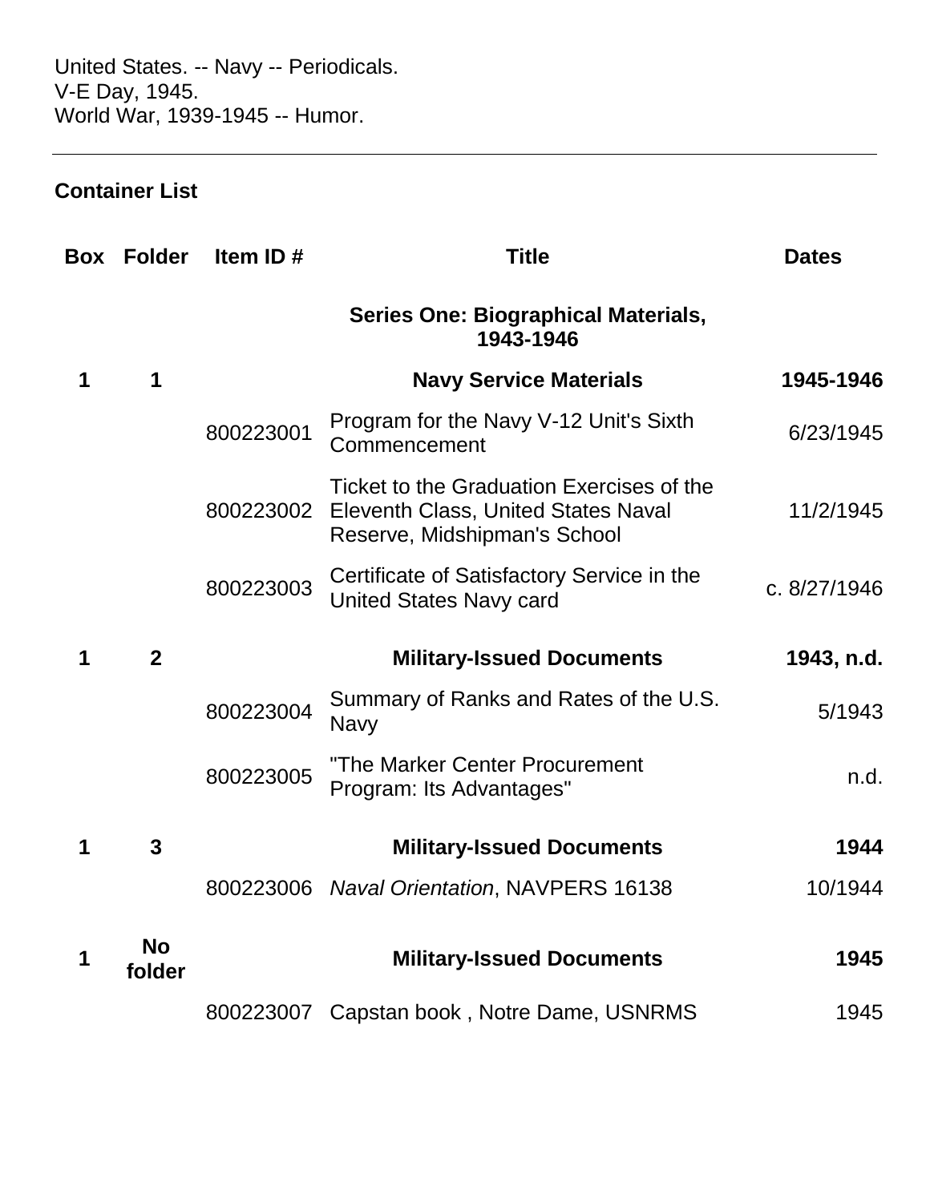United States. -- Navy -- Periodicals.
V-E Day, 1945.
World War, 1939-1945 -- Humor.

---

## Container List

| Box | Folder | Item ID # | Title | Dates |
|---|---|---|---|---|
| | | | **Series One: Biographical Materials, 1943-1946** | |
| **1** | **1** | | **Navy Service Materials** | **1945-1946** |
| | | 800223001 | Program for the Navy V-12 Unit's Sixth Commencement | 6/23/1945 |
| | | 800223002 | Ticket to the Graduation Exercises of the Eleventh Class, United States Naval Reserve, Midshipman's School | 11/2/1945 |
| | | 800223003 | Certificate of Satisfactory Service in the United States Navy card | c. 8/27/1946 |
| **1** | **2** | | **Military-Issued Documents** | **1943, n.d.** |
| | | 800223004 | Summary of Ranks and Rates of the U.S. Navy | 5/1943 |
| | | 800223005 | "The Marker Center Procurement Program: Its Advantages" | n.d. |
| **1** | **3** | | **Military-Issued Documents** | **1944** |
| | | 800223006 | *Naval Orientation*, NAVPERS 16138 | 10/1944 |
| **1** | **No folder** | | **Military-Issued Documents** | **1945** |
| | | 800223007 | Capstan book , Notre Dame, USNRMS | 1945 |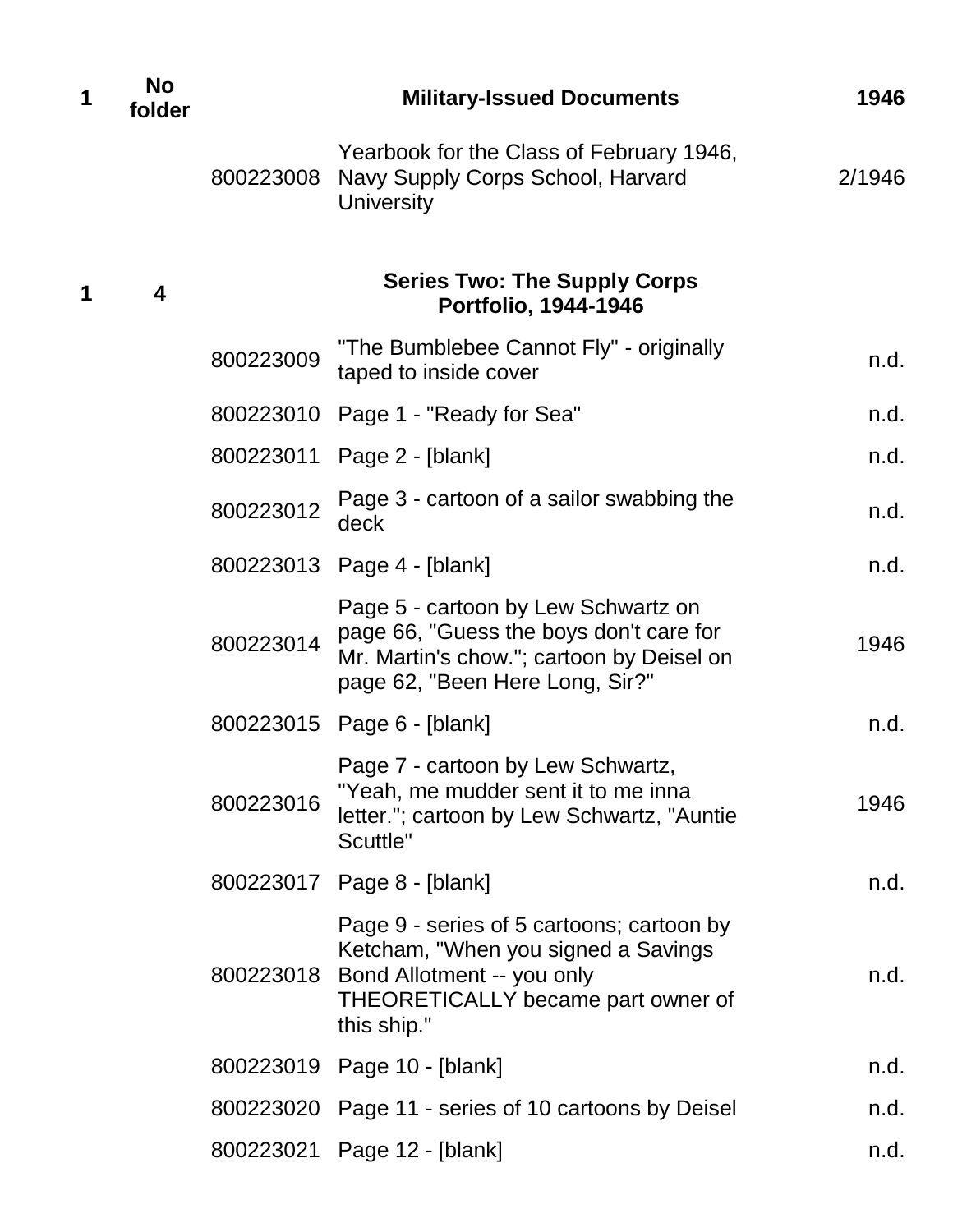| Box | Folder | ID | Description | Date |
|---|---|---|---|---|
| **1** | **No folder** | | **Military-Issued Documents** | **1946** |
| | | 800223008 | Yearbook for the Class of February 1946, Navy Supply Corps School, Harvard University | 2/1946 |
| **1** | **4** | | **Series Two: The Supply Corps Portfolio, 1944-1946** | |
| | | 800223009 | "The Bumblebee Cannot Fly" - originally taped to inside cover | n.d. |
| | | 800223010 | Page 1 - "Ready for Sea" | n.d. |
| | | 800223011 | Page 2 - [blank] | n.d. |
| | | 800223012 | Page 3 - cartoon of a sailor swabbing the deck | n.d. |
| | | 800223013 | Page 4 - [blank] | n.d. |
| | | 800223014 | Page 5 - cartoon by Lew Schwartz on page 66, "Guess the boys don't care for Mr. Martin's chow."; cartoon by Deisel on page 62, "Been Here Long, Sir?" | 1946 |
| | | 800223015 | Page 6 - [blank] | n.d. |
| | | 800223016 | Page 7 - cartoon by Lew Schwartz, "Yeah, me mudder sent it to me inna letter."; cartoon by Lew Schwartz, "Auntie Scuttle" | 1946 |
| | | 800223017 | Page 8 - [blank] | n.d. |
| | | 800223018 | Page 9 - series of 5 cartoons; cartoon by Ketcham, "When you signed a Savings Bond Allotment -- you only THEORETICALLY became part owner of this ship." | n.d. |
| | | 800223019 | Page 10 - [blank] | n.d. |
| | | 800223020 | Page 11 - series of 10 cartoons by Deisel | n.d. |
| | | 800223021 | Page 12 - [blank] | n.d. |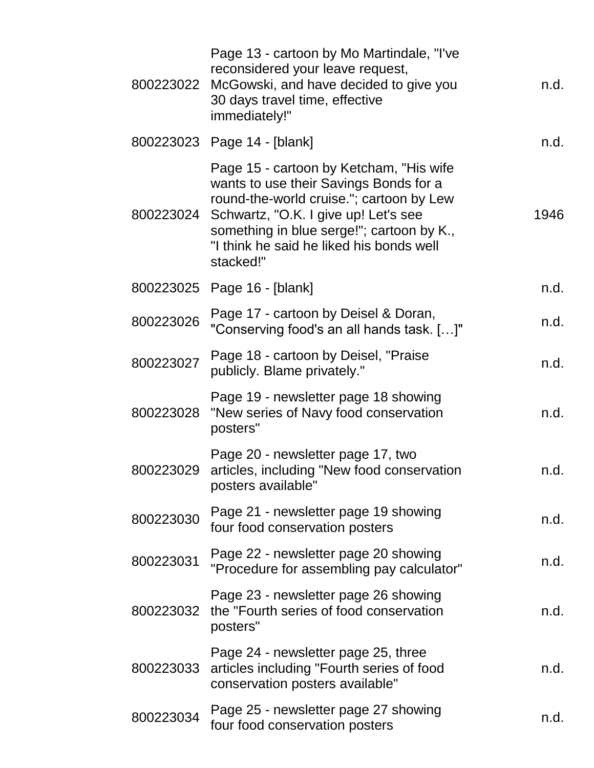| | | |
|---|---|---|
| 800223022 | Page 13 - cartoon by Mo Martindale, "I've reconsidered your leave request, McGowski, and have decided to give you 30 days travel time, effective immediately!" | n.d. |
| 800223023 | Page 14 - [blank] | n.d. |
| 800223024 | Page 15 - cartoon by Ketcham, "His wife wants to use their Savings Bonds for a round-the-world cruise."; cartoon by Lew Schwartz, "O.K. I give up! Let's see something in blue serge!"; cartoon by K., "I think he said he liked his bonds well stacked!" | 1946 |
| 800223025 | Page 16 - [blank] | n.d. |
| 800223026 | Page 17 - cartoon by Deisel & Doran, "Conserving food's an all hands task. […]" | n.d. |
| 800223027 | Page 18 - cartoon by Deisel, "Praise publicly. Blame privately." | n.d. |
| 800223028 | Page 19 - newsletter page 18 showing "New series of Navy food conservation posters" | n.d. |
| 800223029 | Page 20 - newsletter page 17, two articles, including "New food conservation posters available" | n.d. |
| 800223030 | Page 21 - newsletter page 19 showing four food conservation posters | n.d. |
| 800223031 | Page 22 - newsletter page 20 showing "Procedure for assembling pay calculator" | n.d. |
| 800223032 | Page 23 - newsletter page 26 showing the "Fourth series of food conservation posters" | n.d. |
| 800223033 | Page 24 - newsletter page 25, three articles including "Fourth series of food conservation posters available" | n.d. |
| 800223034 | Page 25 - newsletter page 27 showing four food conservation posters | n.d. |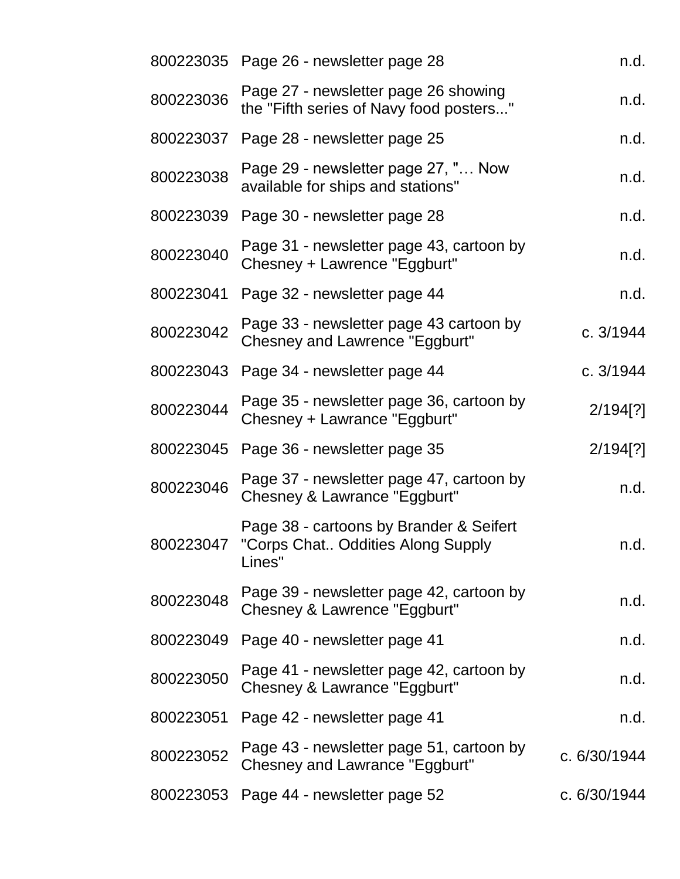| | | |
|---|---|---|
| 800223035 | Page 26 - newsletter page 28 | n.d. |
| 800223036 | Page 27 - newsletter page 26 showing the "Fifth series of Navy food posters..." | n.d. |
| 800223037 | Page 28 - newsletter page 25 | n.d. |
| 800223038 | Page 29 - newsletter page 27, "… Now available for ships and stations" | n.d. |
| 800223039 | Page 30 - newsletter page 28 | n.d. |
| 800223040 | Page 31 - newsletter page 43, cartoon by Chesney + Lawrence "Eggburt" | n.d. |
| 800223041 | Page 32 - newsletter page 44 | n.d. |
| 800223042 | Page 33 - newsletter page 43 cartoon by Chesney and Lawrence "Eggburt" | c. 3/1944 |
| 800223043 | Page 34 - newsletter page 44 | c. 3/1944 |
| 800223044 | Page 35 - newsletter page 36, cartoon by Chesney + Lawrance "Eggburt" | 2/194[?] |
| 800223045 | Page 36 - newsletter page 35 | 2/194[?] |
| 800223046 | Page 37 - newsletter page 47, cartoon by Chesney & Lawrance "Eggburt" | n.d. |
| 800223047 | Page 38 - cartoons by Brander & Seifert "Corps Chat.. Oddities Along Supply Lines" | n.d. |
| 800223048 | Page 39 - newsletter page 42, cartoon by Chesney & Lawrence "Eggburt" | n.d. |
| 800223049 | Page 40 - newsletter page 41 | n.d. |
| 800223050 | Page 41 - newsletter page 42, cartoon by Chesney & Lawrance "Eggburt" | n.d. |
| 800223051 | Page 42 - newsletter page 41 | n.d. |
| 800223052 | Page 43 - newsletter page 51, cartoon by Chesney and Lawrance "Eggburt" | c. 6/30/1944 |
| 800223053 | Page 44 - newsletter page 52 | c. 6/30/1944 |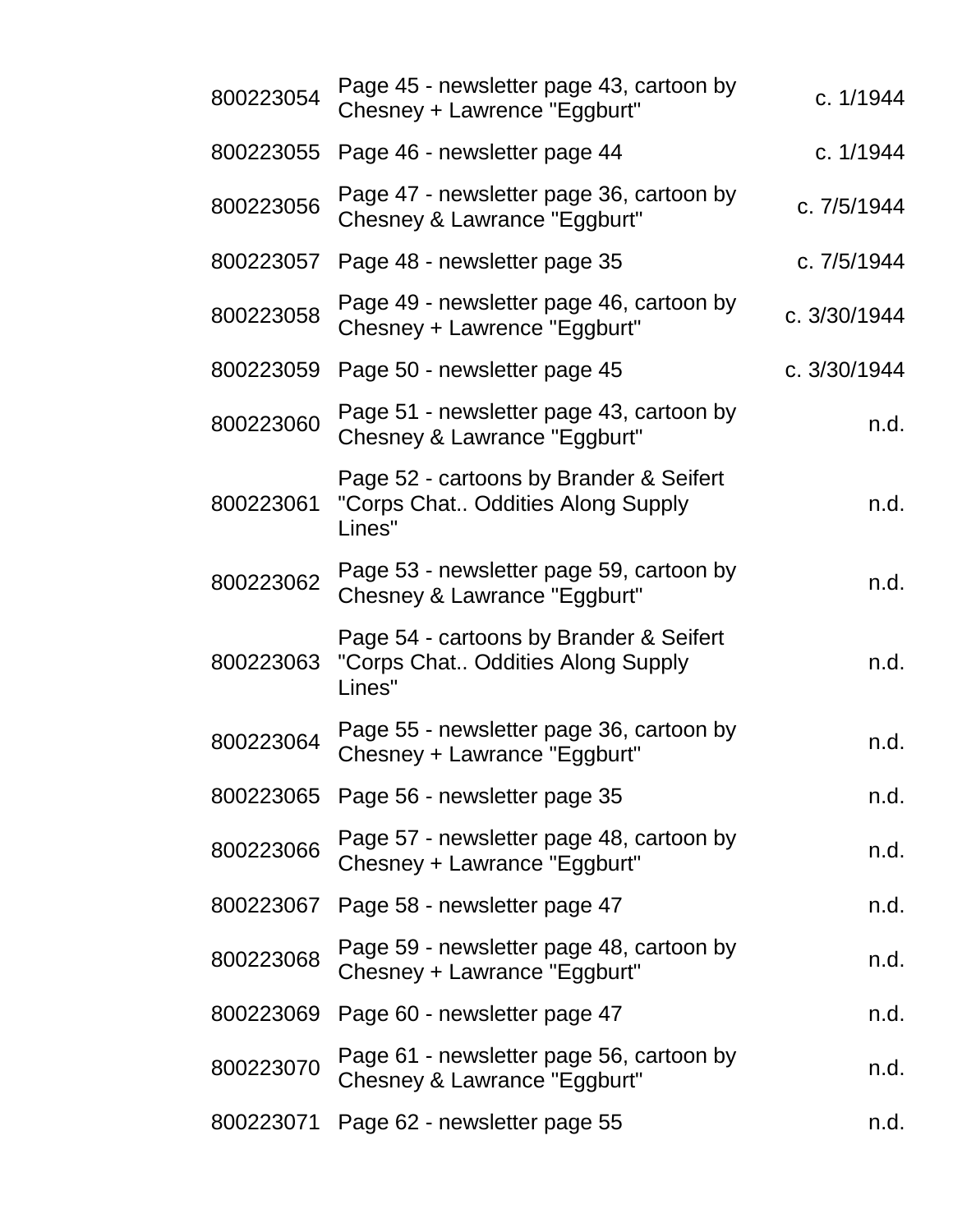| | | |
|---|---|---|
| 800223054 | Page 45 - newsletter page 43, cartoon by Chesney + Lawrence "Eggburt" | c. 1/1944 |
| 800223055 | Page 46 - newsletter page 44 | c. 1/1944 |
| 800223056 | Page 47 - newsletter page 36, cartoon by Chesney & Lawrance "Eggburt" | c. 7/5/1944 |
| 800223057 | Page 48 - newsletter page 35 | c. 7/5/1944 |
| 800223058 | Page 49 - newsletter page 46, cartoon by Chesney + Lawrence "Eggburt" | c. 3/30/1944 |
| 800223059 | Page 50 - newsletter page 45 | c. 3/30/1944 |
| 800223060 | Page 51 - newsletter page 43, cartoon by Chesney & Lawrance "Eggburt" | n.d. |
| 800223061 | Page 52 - cartoons by Brander & Seifert "Corps Chat.. Oddities Along Supply Lines" | n.d. |
| 800223062 | Page 53 - newsletter page 59, cartoon by Chesney & Lawrance "Eggburt" | n.d. |
| 800223063 | Page 54 - cartoons by Brander & Seifert "Corps Chat.. Oddities Along Supply Lines" | n.d. |
| 800223064 | Page 55 - newsletter page 36, cartoon by Chesney + Lawrance "Eggburt" | n.d. |
| 800223065 | Page 56 - newsletter page 35 | n.d. |
| 800223066 | Page 57 - newsletter page 48, cartoon by Chesney + Lawrance "Eggburt" | n.d. |
| 800223067 | Page 58 - newsletter page 47 | n.d. |
| 800223068 | Page 59 - newsletter page 48, cartoon by Chesney + Lawrance "Eggburt" | n.d. |
| 800223069 | Page 60 - newsletter page 47 | n.d. |
| 800223070 | Page 61 - newsletter page 56, cartoon by Chesney & Lawrance "Eggburt" | n.d. |
| 800223071 | Page 62 - newsletter page 55 | n.d. |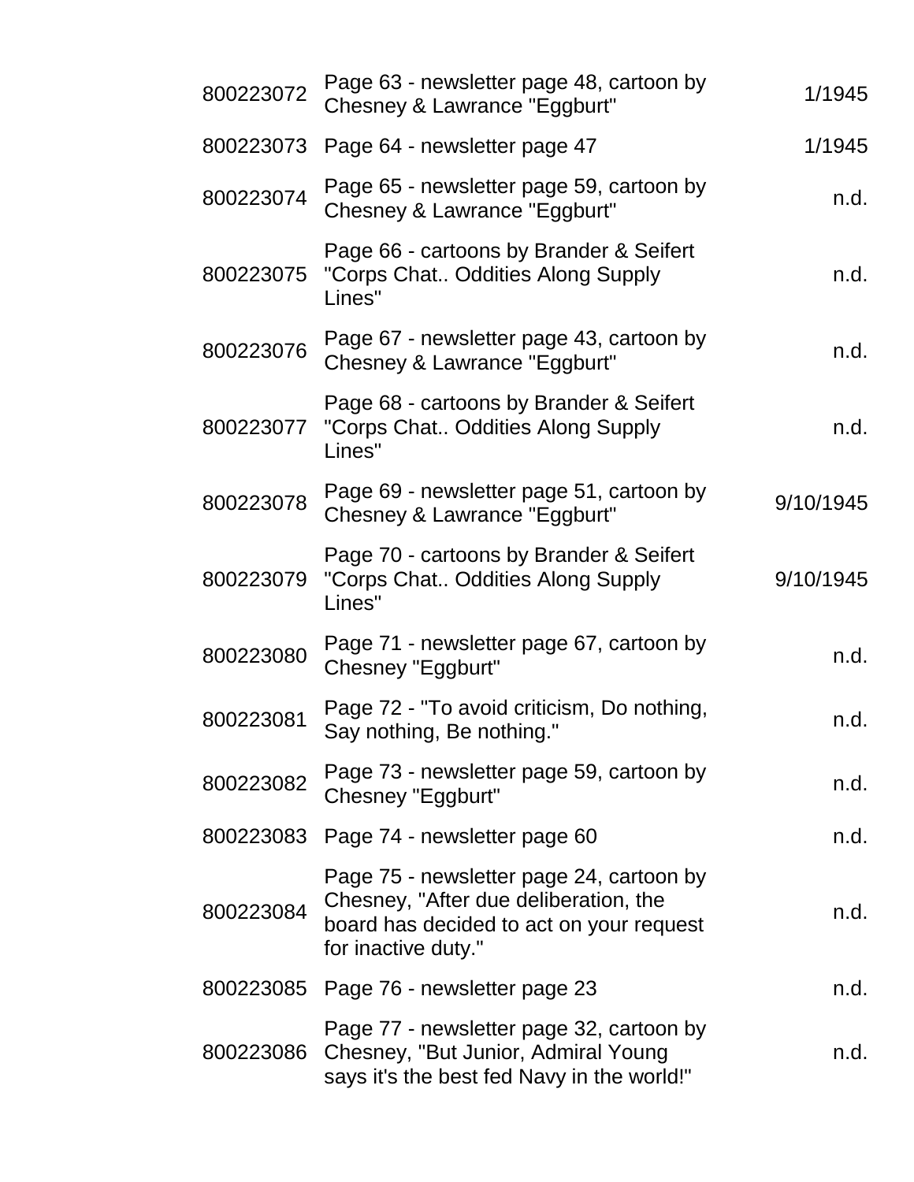| | | |
|---|---|---|
| 800223072 | Page 63 - newsletter page 48, cartoon by Chesney & Lawrance "Eggburt" | 1/1945 |
| 800223073 | Page 64 - newsletter page 47 | 1/1945 |
| 800223074 | Page 65 - newsletter page 59, cartoon by Chesney & Lawrance "Eggburt" | n.d. |
| 800223075 | Page 66 - cartoons by Brander & Seifert "Corps Chat.. Oddities Along Supply Lines" | n.d. |
| 800223076 | Page 67 - newsletter page 43, cartoon by Chesney & Lawrance "Eggburt" | n.d. |
| 800223077 | Page 68 - cartoons by Brander & Seifert "Corps Chat.. Oddities Along Supply Lines" | n.d. |
| 800223078 | Page 69 - newsletter page 51, cartoon by Chesney & Lawrance "Eggburt" | 9/10/1945 |
| 800223079 | Page 70 - cartoons by Brander & Seifert "Corps Chat.. Oddities Along Supply Lines" | 9/10/1945 |
| 800223080 | Page 71 - newsletter page 67, cartoon by Chesney "Eggburt" | n.d. |
| 800223081 | Page 72 - "To avoid criticism, Do nothing, Say nothing, Be nothing." | n.d. |
| 800223082 | Page 73 - newsletter page 59, cartoon by Chesney "Eggburt" | n.d. |
| 800223083 | Page 74 - newsletter page 60 | n.d. |
| 800223084 | Page 75 - newsletter page 24, cartoon by Chesney, "After due deliberation, the board has decided to act on your request for inactive duty." | n.d. |
| 800223085 | Page 76 - newsletter page 23 | n.d. |
| 800223086 | Page 77 - newsletter page 32, cartoon by Chesney, "But Junior, Admiral Young says it's the best fed Navy in the world!" | n.d. |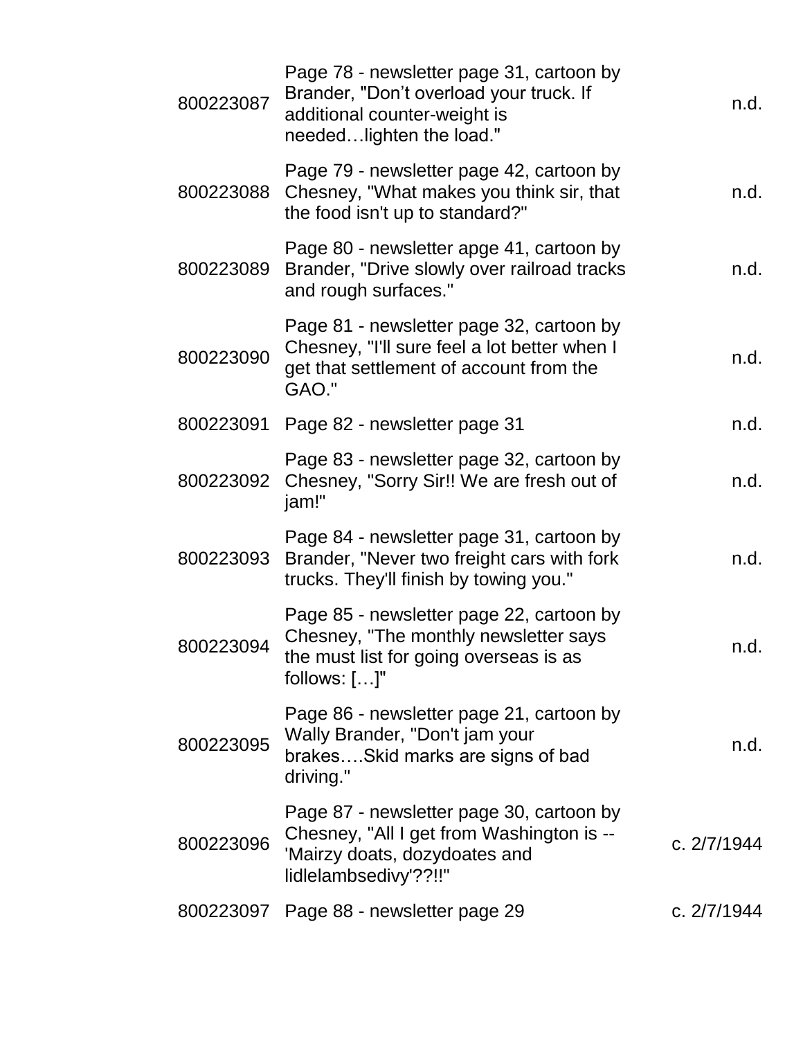| | | |
|---|---|---|
| 800223087 | Page 78 - newsletter page 31, cartoon by Brander, "Don't overload your truck. If additional counter-weight is needed…lighten the load." | n.d. |
| 800223088 | Page 79 - newsletter page 42, cartoon by Chesney, "What makes you think sir, that the food isn't up to standard?" | n.d. |
| 800223089 | Page 80 - newsletter apge 41, cartoon by Brander, "Drive slowly over railroad tracks and rough surfaces." | n.d. |
| 800223090 | Page 81 - newsletter page 32, cartoon by Chesney, "I'll sure feel a lot better when I get that settlement of account from the GAO." | n.d. |
| 800223091 | Page 82 - newsletter page 31 | n.d. |
| 800223092 | Page 83 - newsletter page 32, cartoon by Chesney, "Sorry Sir!! We are fresh out of jam!" | n.d. |
| 800223093 | Page 84 - newsletter page 31, cartoon by Brander, "Never two freight cars with fork trucks. They'll finish by towing you." | n.d. |
| 800223094 | Page 85 - newsletter page 22, cartoon by Chesney, "The monthly newsletter says the must list for going overseas is as follows: […]" | n.d. |
| 800223095 | Page 86 - newsletter page 21, cartoon by Wally Brander, "Don't jam your brakes….Skid marks are signs of bad driving." | n.d. |
| 800223096 | Page 87 - newsletter page 30, cartoon by Chesney, "All I get from Washington is -- 'Mairzy doats, dozydoates and lidlelambsedivy'??!!" | c. 2/7/1944 |
| 800223097 | Page 88 - newsletter page 29 | c. 2/7/1944 |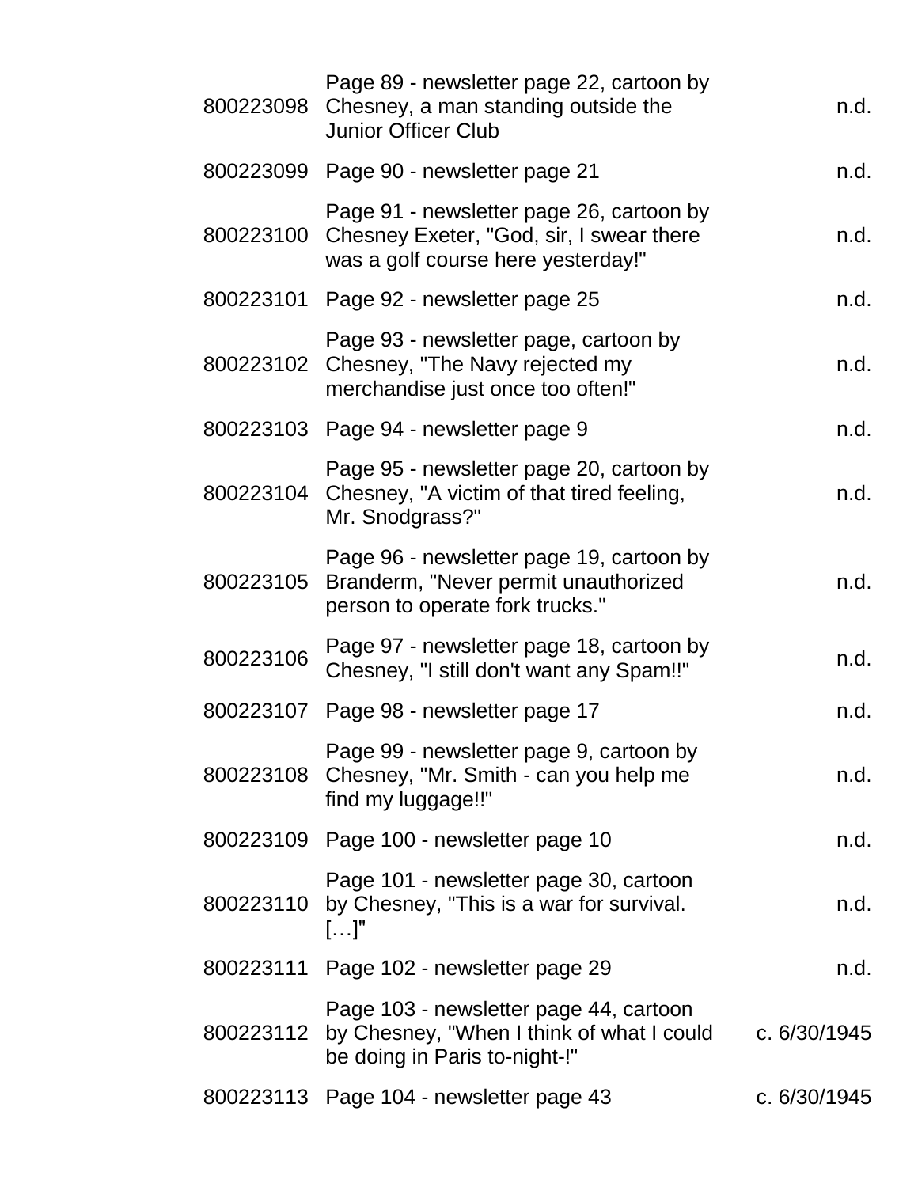| | | |
|---|---|---|
| 800223098 | Page 89 - newsletter page 22, cartoon by Chesney, a man standing outside the Junior Officer Club | n.d. |
| 800223099 | Page 90 - newsletter page 21 | n.d. |
| 800223100 | Page 91 - newsletter page 26, cartoon by Chesney Exeter, "God, sir, I swear there was a golf course here yesterday!" | n.d. |
| 800223101 | Page 92 - newsletter page 25 | n.d. |
| 800223102 | Page 93 - newsletter page, cartoon by Chesney, "The Navy rejected my merchandise just once too often!" | n.d. |
| 800223103 | Page 94 - newsletter page 9 | n.d. |
| 800223104 | Page 95 - newsletter page 20, cartoon by Chesney, "A victim of that tired feeling, Mr. Snodgrass?" | n.d. |
| 800223105 | Page 96 - newsletter page 19, cartoon by Branderm, "Never permit unauthorized person to operate fork trucks." | n.d. |
| 800223106 | Page 97 - newsletter page 18, cartoon by Chesney, "I still don't want any Spam!!" | n.d. |
| 800223107 | Page 98 - newsletter page 17 | n.d. |
| 800223108 | Page 99 - newsletter page 9, cartoon by Chesney, "Mr. Smith - can you help me find my luggage!!" | n.d. |
| 800223109 | Page 100 - newsletter page 10 | n.d. |
| 800223110 | Page 101 - newsletter page 30, cartoon by Chesney, "This is a war for survival. […]" | n.d. |
| 800223111 | Page 102 - newsletter page 29 | n.d. |
| 800223112 | Page 103 - newsletter page 44, cartoon by Chesney, "When I think of what I could be doing in Paris to-night-!" | c. 6/30/1945 |
| 800223113 | Page 104 - newsletter page 43 | c. 6/30/1945 |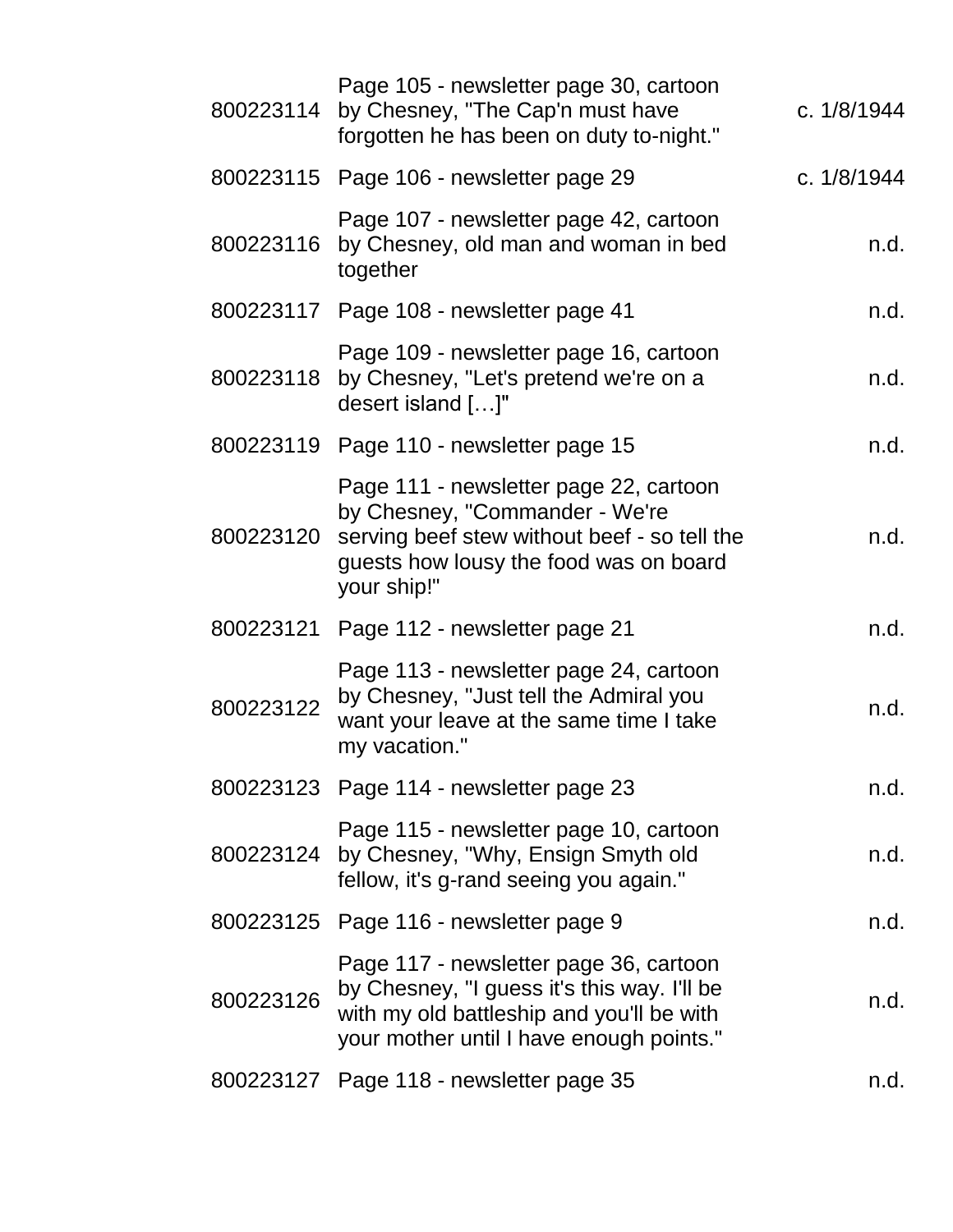| | | |
|---|---|---|
| 800223114 | Page 105 - newsletter page 30, cartoon by Chesney, "The Cap'n must have forgotten he has been on duty to-night." | c. 1/8/1944 |
| 800223115 | Page 106 - newsletter page 29 | c. 1/8/1944 |
| 800223116 | Page 107 - newsletter page 42, cartoon by Chesney, old man and woman in bed together | n.d. |
| 800223117 | Page 108 - newsletter page 41 | n.d. |
| 800223118 | Page 109 - newsletter page 16, cartoon by Chesney, "Let's pretend we're on a desert island […]" | n.d. |
| 800223119 | Page 110 - newsletter page 15 | n.d. |
| 800223120 | Page 111 - newsletter page 22, cartoon by Chesney, "Commander - We're serving beef stew without beef - so tell the guests how lousy the food was on board your ship!" | n.d. |
| 800223121 | Page 112 - newsletter page 21 | n.d. |
| 800223122 | Page 113 - newsletter page 24, cartoon by Chesney, "Just tell the Admiral you want your leave at the same time I take my vacation." | n.d. |
| 800223123 | Page 114 - newsletter page 23 | n.d. |
| 800223124 | Page 115 - newsletter page 10, cartoon by Chesney, "Why, Ensign Smyth old fellow, it's g-rand seeing you again." | n.d. |
| 800223125 | Page 116 - newsletter page 9 | n.d. |
| 800223126 | Page 117 - newsletter page 36, cartoon by Chesney, "I guess it's this way. I'll be with my old battleship and you'll be with your mother until I have enough points." | n.d. |
| 800223127 | Page 118 - newsletter page 35 | n.d. |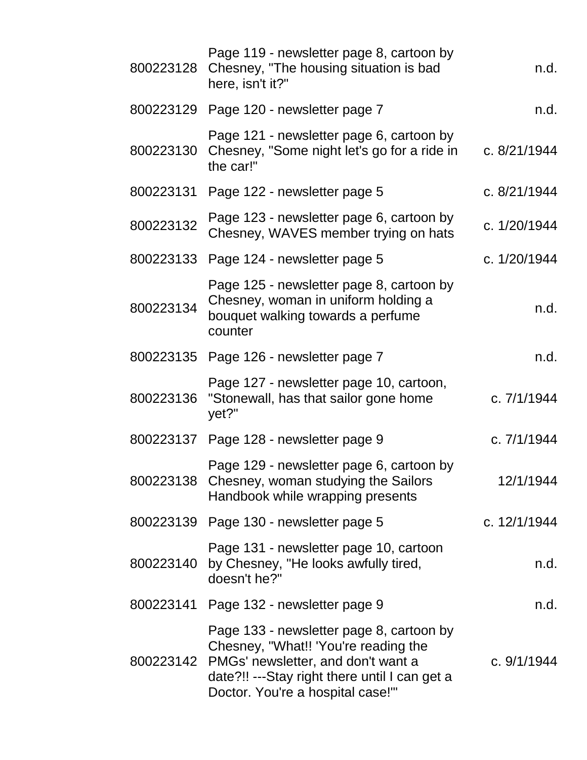| | | |
|---|---|---|
| 800223128 | Page 119 - newsletter page 8, cartoon by Chesney, "The housing situation is bad here, isn't it?" | n.d. |
| 800223129 | Page 120 - newsletter page 7 | n.d. |
| 800223130 | Page 121 - newsletter page 6, cartoon by Chesney, "Some night let's go for a ride in the car!" | c. 8/21/1944 |
| 800223131 | Page 122 - newsletter page 5 | c. 8/21/1944 |
| 800223132 | Page 123 - newsletter page 6, cartoon by Chesney, WAVES member trying on hats | c. 1/20/1944 |
| 800223133 | Page 124 - newsletter page 5 | c. 1/20/1944 |
| 800223134 | Page 125 - newsletter page 8, cartoon by Chesney, woman in uniform holding a bouquet walking towards a perfume counter | n.d. |
| 800223135 | Page 126 - newsletter page 7 | n.d. |
| 800223136 | Page 127 - newsletter page 10, cartoon, "Stonewall, has that sailor gone home yet?" | c. 7/1/1944 |
| 800223137 | Page 128 - newsletter page 9 | c. 7/1/1944 |
| 800223138 | Page 129 - newsletter page 6, cartoon by Chesney, woman studying the Sailors Handbook while wrapping presents | 12/1/1944 |
| 800223139 | Page 130 - newsletter page 5 | c. 12/1/1944 |
| 800223140 | Page 131 - newsletter page 10, cartoon by Chesney, "He looks awfully tired, doesn't he?" | n.d. |
| 800223141 | Page 132 - newsletter page 9 | n.d. |
| 800223142 | Page 133 - newsletter page 8, cartoon by Chesney, "What!! 'You're reading the PMGs' newsletter, and don't want a date?!! ---Stay right there until I can get a Doctor. You're a hospital case!'" | c. 9/1/1944 |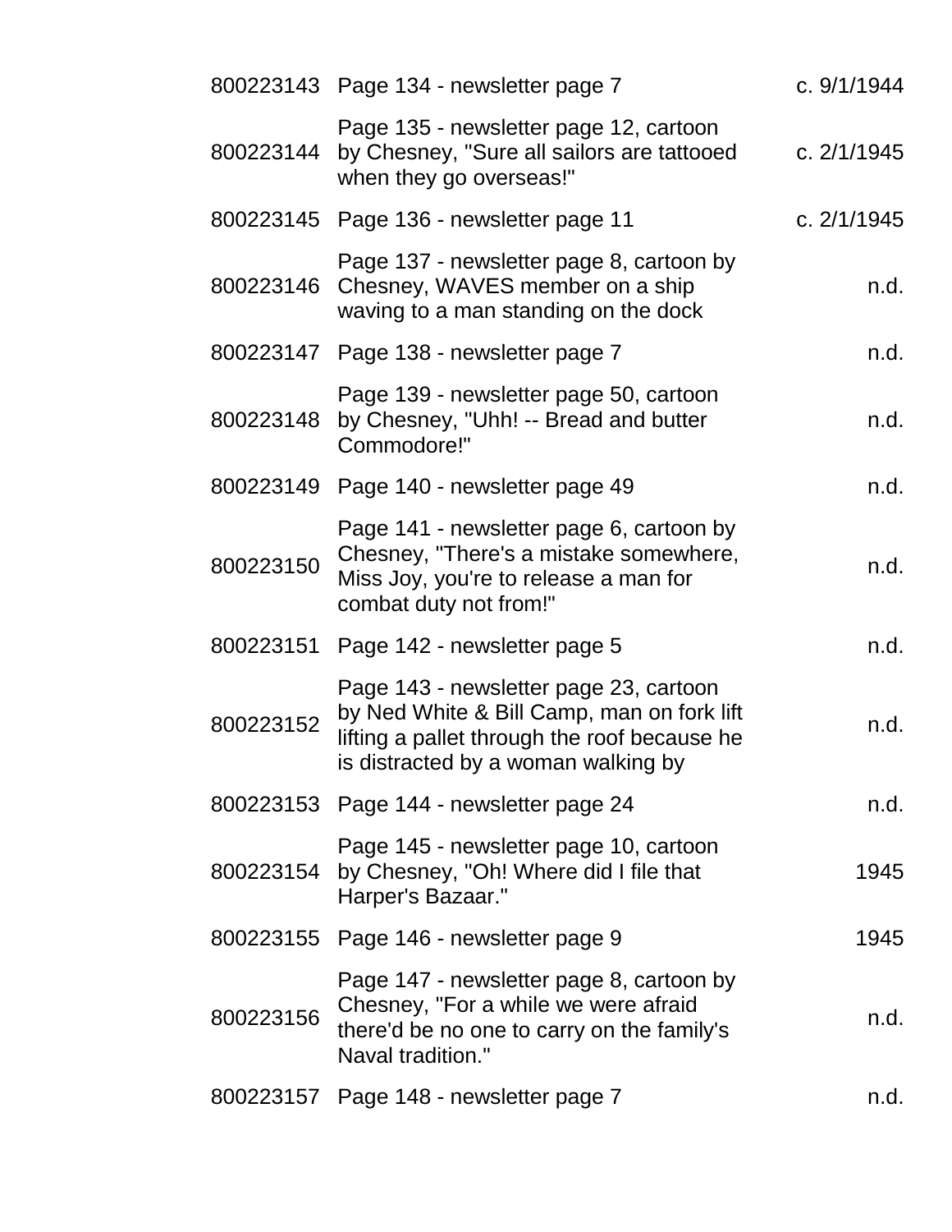| | | |
|---|---|---|
| 800223143 | Page 134 - newsletter page 7 | c. 9/1/1944 |
| 800223144 | Page 135 - newsletter page 12, cartoon by Chesney, "Sure all sailors are tattooed when they go overseas!" | c. 2/1/1945 |
| 800223145 | Page 136 - newsletter page 11 | c. 2/1/1945 |
| 800223146 | Page 137 - newsletter page 8, cartoon by Chesney, WAVES member on a ship waving to a man standing on the dock | n.d. |
| 800223147 | Page 138 - newsletter page 7 | n.d. |
| 800223148 | Page 139 - newsletter page 50, cartoon by Chesney, "Uhh! -- Bread and butter Commodore!" | n.d. |
| 800223149 | Page 140 - newsletter page 49 | n.d. |
| 800223150 | Page 141 - newsletter page 6, cartoon by Chesney, "There's a mistake somewhere, Miss Joy, you're to release a man for combat duty not from!" | n.d. |
| 800223151 | Page 142 - newsletter page 5 | n.d. |
| 800223152 | Page 143 - newsletter page 23, cartoon by Ned White & Bill Camp, man on fork lift lifting a pallet through the roof because he is distracted by a woman walking by | n.d. |
| 800223153 | Page 144 - newsletter page 24 | n.d. |
| 800223154 | Page 145 - newsletter page 10, cartoon by Chesney, "Oh! Where did I file that Harper's Bazaar." | 1945 |
| 800223155 | Page 146 - newsletter page 9 | 1945 |
| 800223156 | Page 147 - newsletter page 8, cartoon by Chesney, "For a while we were afraid there'd be no one to carry on the family's Naval tradition." | n.d. |
| 800223157 | Page 148 - newsletter page 7 | n.d. |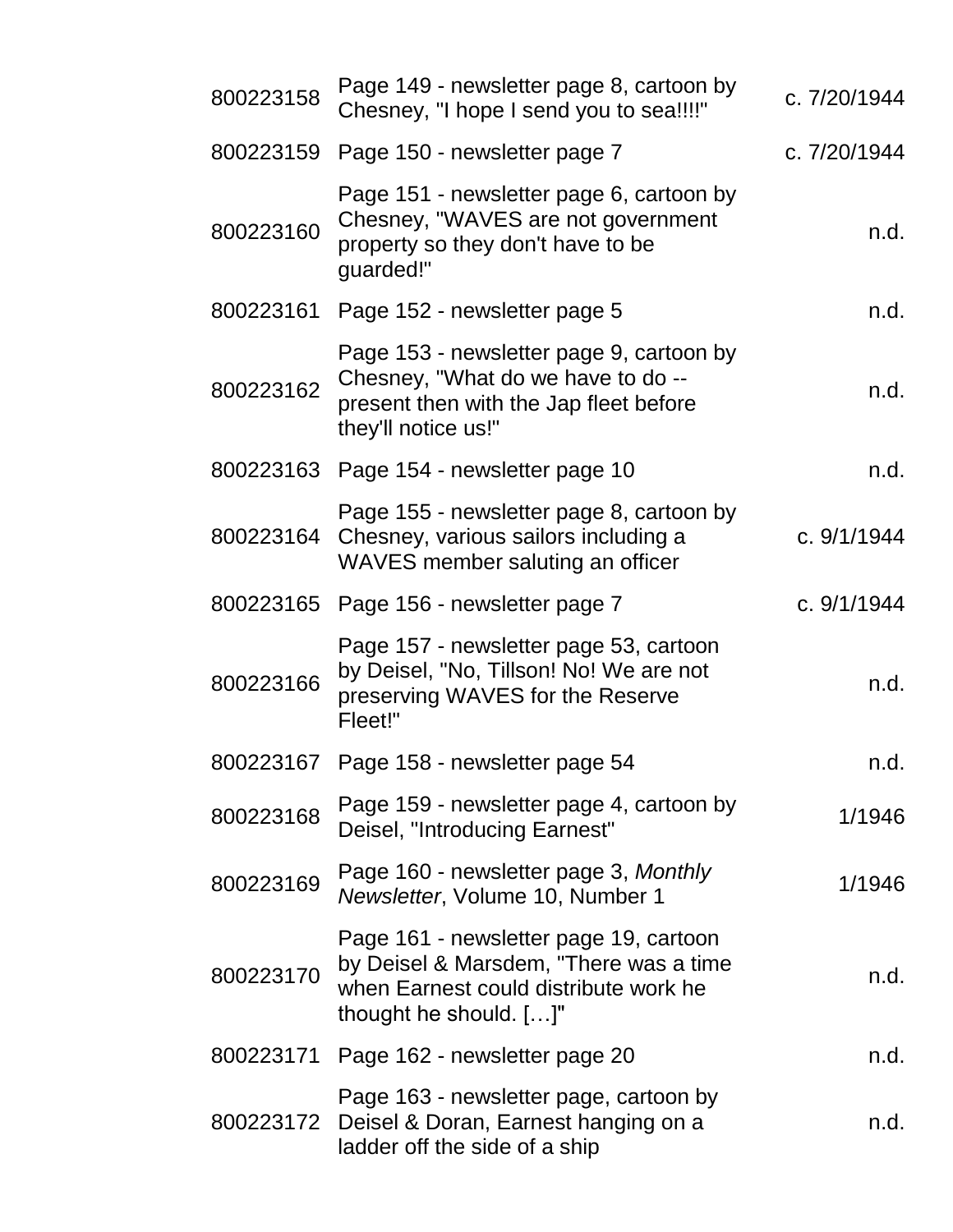| | | |
|---|---|---|
| 800223158 | Page 149 - newsletter page 8, cartoon by Chesney, "I hope I send you to sea!!!!" | c. 7/20/1944 |
| 800223159 | Page 150 - newsletter page 7 | c. 7/20/1944 |
| 800223160 | Page 151 - newsletter page 6, cartoon by Chesney, "WAVES are not government property so they don't have to be guarded!" | n.d. |
| 800223161 | Page 152 - newsletter page 5 | n.d. |
| 800223162 | Page 153 - newsletter page 9, cartoon by Chesney, "What do we have to do -- present then with the Jap fleet before they'll notice us!" | n.d. |
| 800223163 | Page 154 - newsletter page 10 | n.d. |
| 800223164 | Page 155 - newsletter page 8, cartoon by Chesney, various sailors including a WAVES member saluting an officer | c. 9/1/1944 |
| 800223165 | Page 156 - newsletter page 7 | c. 9/1/1944 |
| 800223166 | Page 157 - newsletter page 53, cartoon by Deisel, "No, Tillson! No! We are not preserving WAVES for the Reserve Fleet!" | n.d. |
| 800223167 | Page 158 - newsletter page 54 | n.d. |
| 800223168 | Page 159 - newsletter page 4, cartoon by Deisel, "Introducing Earnest" | 1/1946 |
| 800223169 | Page 160 - newsletter page 3, *Monthly Newsletter*, Volume 10, Number 1 | 1/1946 |
| 800223170 | Page 161 - newsletter page 19, cartoon by Deisel & Marsdem, "There was a time when Earnest could distribute work he thought he should. […]" | n.d. |
| 800223171 | Page 162 - newsletter page 20 | n.d. |
| 800223172 | Page 163 - newsletter page, cartoon by Deisel & Doran, Earnest hanging on a ladder off the side of a ship | n.d. |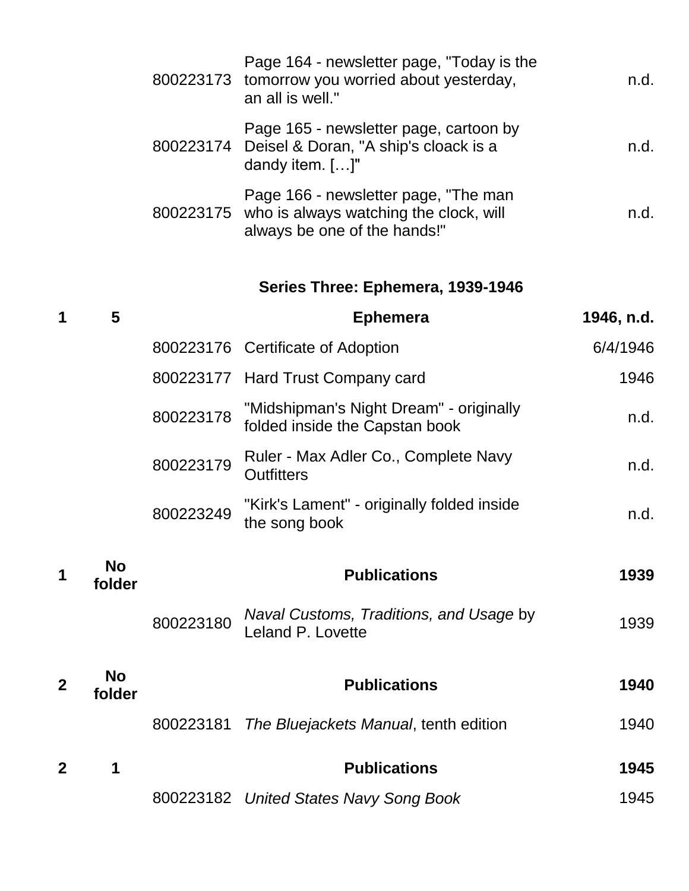| | | | | |
|---|---|---|---|---|
| | | 800223173 | Page 164 - newsletter page, "Today is the tomorrow you worried about yesterday, an all is well." | n.d. |
| | | 800223174 | Page 165 - newsletter page, cartoon by Deisel & Doran, "A ship's cloack is a dandy item. […]" | n.d. |
| | | 800223175 | Page 166 - newsletter page, "The man who is always watching the clock, will always be one of the hands!" | n.d. |

**Series Three: Ephemera, 1939-1946**

| | | | | |
|---|---|---|---|---|
| **1** | **5** | | **Ephemera** | **1946, n.d.** |
| | | 800223176 | Certificate of Adoption | 6/4/1946 |
| | | 800223177 | Hard Trust Company card | 1946 |
| | | 800223178 | "Midshipman's Night Dream" - originally folded inside the Capstan book | n.d. |
| | | 800223179 | Ruler - Max Adler Co., Complete Navy Outfitters | n.d. |
| | | 800223249 | "Kirk's Lament" - originally folded inside the song book | n.d. |
| **1** | **No folder** | | **Publications** | **1939** |
| | | 800223180 | *Naval Customs, Traditions, and Usage* by Leland P. Lovette | 1939 |
| **2** | **No folder** | | **Publications** | **1940** |
| | | 800223181 | *The Bluejackets Manual*, tenth edition | 1940 |
| **2** | **1** | | **Publications** | **1945** |
| | | 800223182 | *United States Navy Song Book* | 1945 |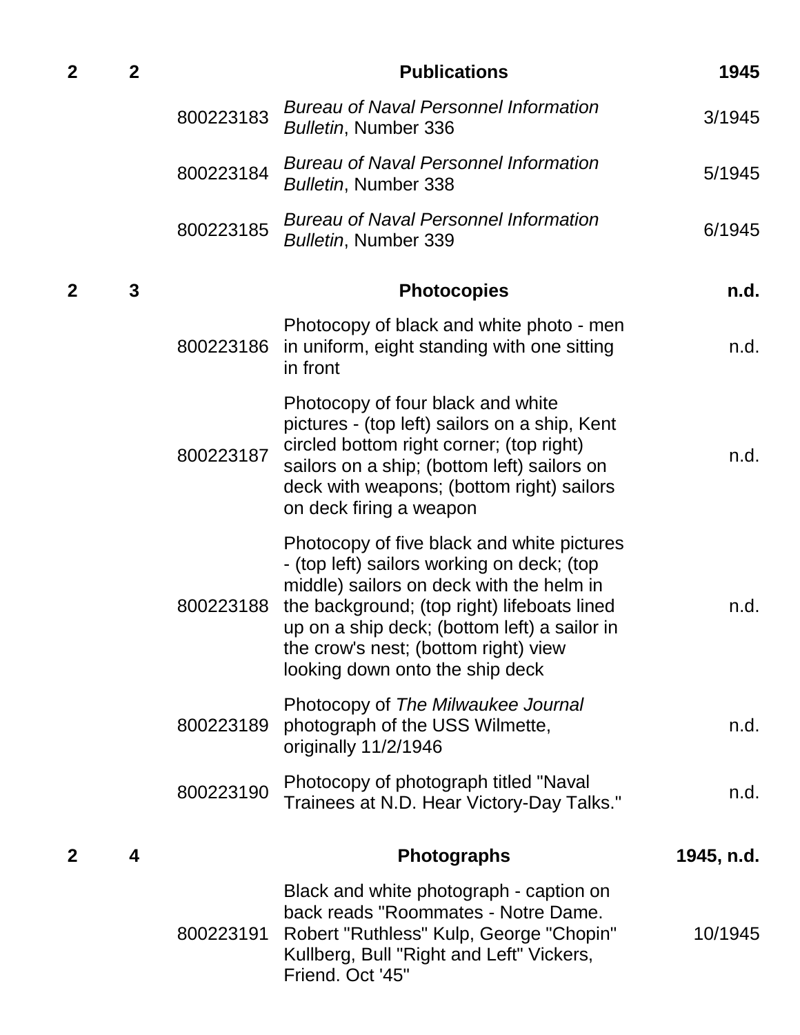| Box | Folder | Item ID | Description | Date |
|---|---|---|---|---|
| **2** | **2** | | **Publications** | **1945** |
| | | 800223183 | *Bureau of Naval Personnel Information Bulletin*, Number 336 | 3/1945 |
| | | 800223184 | *Bureau of Naval Personnel Information Bulletin*, Number 338 | 5/1945 |
| | | 800223185 | *Bureau of Naval Personnel Information Bulletin*, Number 339 | 6/1945 |
| **2** | **3** | | **Photocopies** | **n.d.** |
| | | 800223186 | Photocopy of black and white photo - men in uniform, eight standing with one sitting in front | n.d. |
| | | 800223187 | Photocopy of four black and white pictures - (top left) sailors on a ship, Kent circled bottom right corner; (top right) sailors on a ship; (bottom left) sailors on deck with weapons; (bottom right) sailors on deck firing a weapon | n.d. |
| | | 800223188 | Photocopy of five black and white pictures - (top left) sailors working on deck; (top middle) sailors on deck with the helm in the background; (top right) lifeboats lined up on a ship deck; (bottom left) a sailor in the crow's nest; (bottom right) view looking down onto the ship deck | n.d. |
| | | 800223189 | Photocopy of *The Milwaukee Journal* photograph of the USS Wilmette, originally 11/2/1946 | n.d. |
| | | 800223190 | Photocopy of photograph titled "Naval Trainees at N.D. Hear Victory-Day Talks." | n.d. |
| **2** | **4** | | **Photographs** | **1945, n.d.** |
| | | 800223191 | Black and white photograph - caption on back reads "Roommates - Notre Dame. Robert "Ruthless" Kulp, George "Chopin" Kullberg, Bull "Right and Left" Vickers, Friend. Oct '45" | 10/1945 |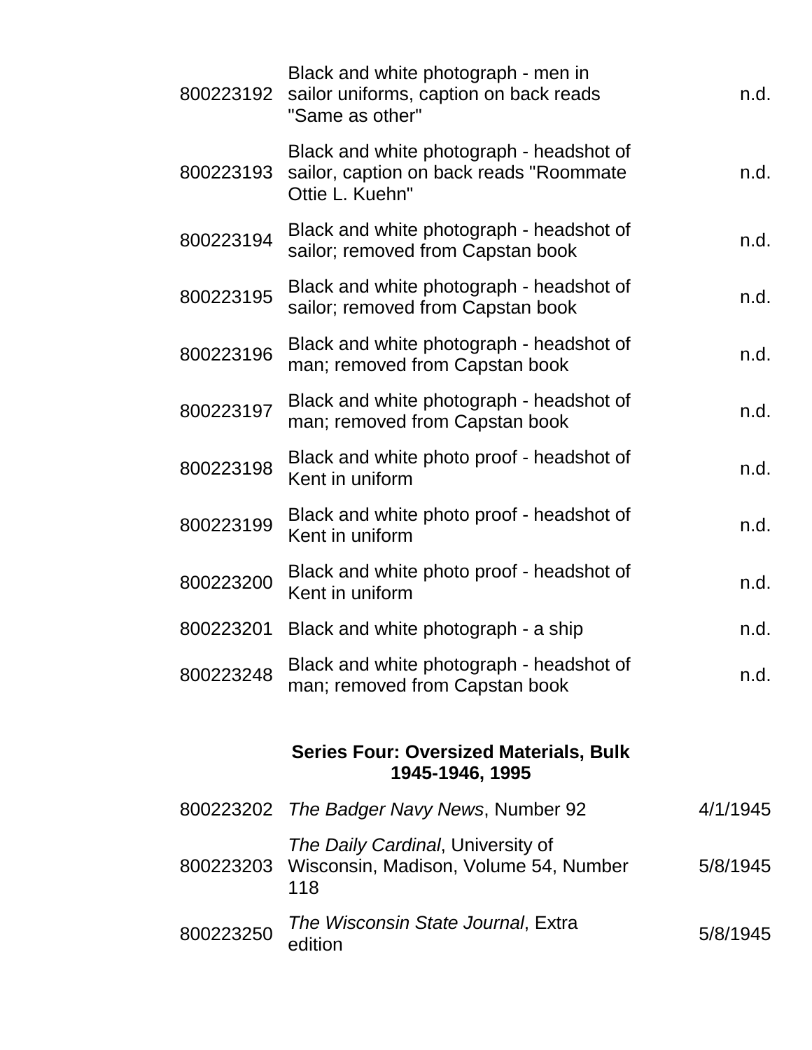| | | |
|---|---|---|
| 800223192 | Black and white photograph - men in sailor uniforms, caption on back reads "Same as other" | n.d. |
| 800223193 | Black and white photograph - headshot of sailor, caption on back reads "Roommate Ottie L. Kuehn" | n.d. |
| 800223194 | Black and white photograph - headshot of sailor; removed from Capstan book | n.d. |
| 800223195 | Black and white photograph - headshot of sailor; removed from Capstan book | n.d. |
| 800223196 | Black and white photograph - headshot of man; removed from Capstan book | n.d. |
| 800223197 | Black and white photograph - headshot of man; removed from Capstan book | n.d. |
| 800223198 | Black and white photo proof - headshot of Kent in uniform | n.d. |
| 800223199 | Black and white photo proof - headshot of Kent in uniform | n.d. |
| 800223200 | Black and white photo proof - headshot of Kent in uniform | n.d. |
| 800223201 | Black and white photograph - a ship | n.d. |
| 800223248 | Black and white photograph - headshot of man; removed from Capstan book | n.d. |

### Series Four: Oversized Materials, Bulk 1945-1946, 1995

| | | |
|---|---|---|
| 800223202 | *The Badger Navy News*, Number 92 | 4/1/1945 |
| 800223203 | *The Daily Cardinal*, University of Wisconsin, Madison, Volume 54, Number 118 | 5/8/1945 |
| 800223250 | *The Wisconsin State Journal*, Extra edition | 5/8/1945 |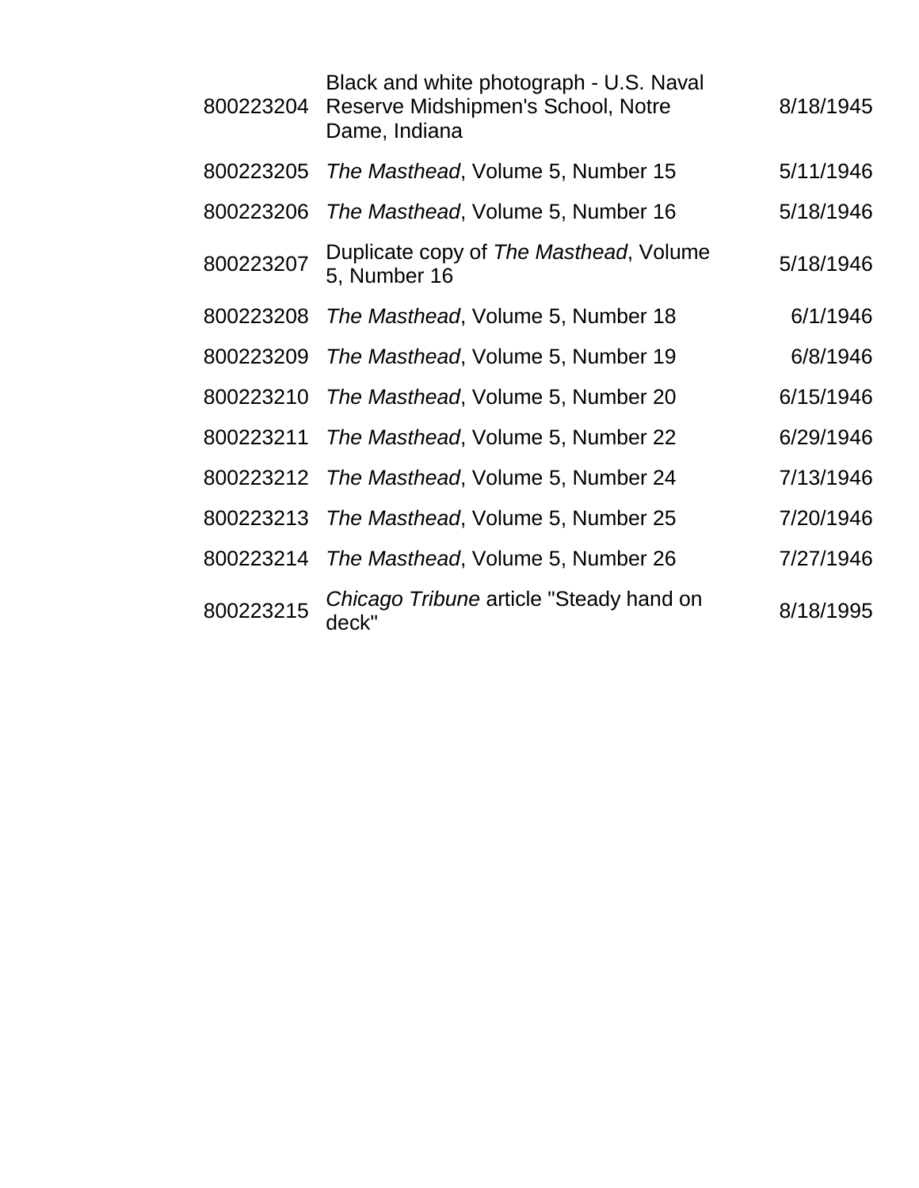| | | |
|---|---|---|
| 800223204 | Black and white photograph - U.S. Naval Reserve Midshipmen's School, Notre Dame, Indiana | 8/18/1945 |
| 800223205 | *The Masthead*, Volume 5, Number 15 | 5/11/1946 |
| 800223206 | *The Masthead*, Volume 5, Number 16 | 5/18/1946 |
| 800223207 | Duplicate copy of *The Masthead*, Volume 5, Number 16 | 5/18/1946 |
| 800223208 | *The Masthead*, Volume 5, Number 18 | 6/1/1946 |
| 800223209 | *The Masthead*, Volume 5, Number 19 | 6/8/1946 |
| 800223210 | *The Masthead*, Volume 5, Number 20 | 6/15/1946 |
| 800223211 | *The Masthead*, Volume 5, Number 22 | 6/29/1946 |
| 800223212 | *The Masthead*, Volume 5, Number 24 | 7/13/1946 |
| 800223213 | *The Masthead*, Volume 5, Number 25 | 7/20/1946 |
| 800223214 | *The Masthead*, Volume 5, Number 26 | 7/27/1946 |
| 800223215 | *Chicago Tribune* article "Steady hand on deck" | 8/18/1995 |